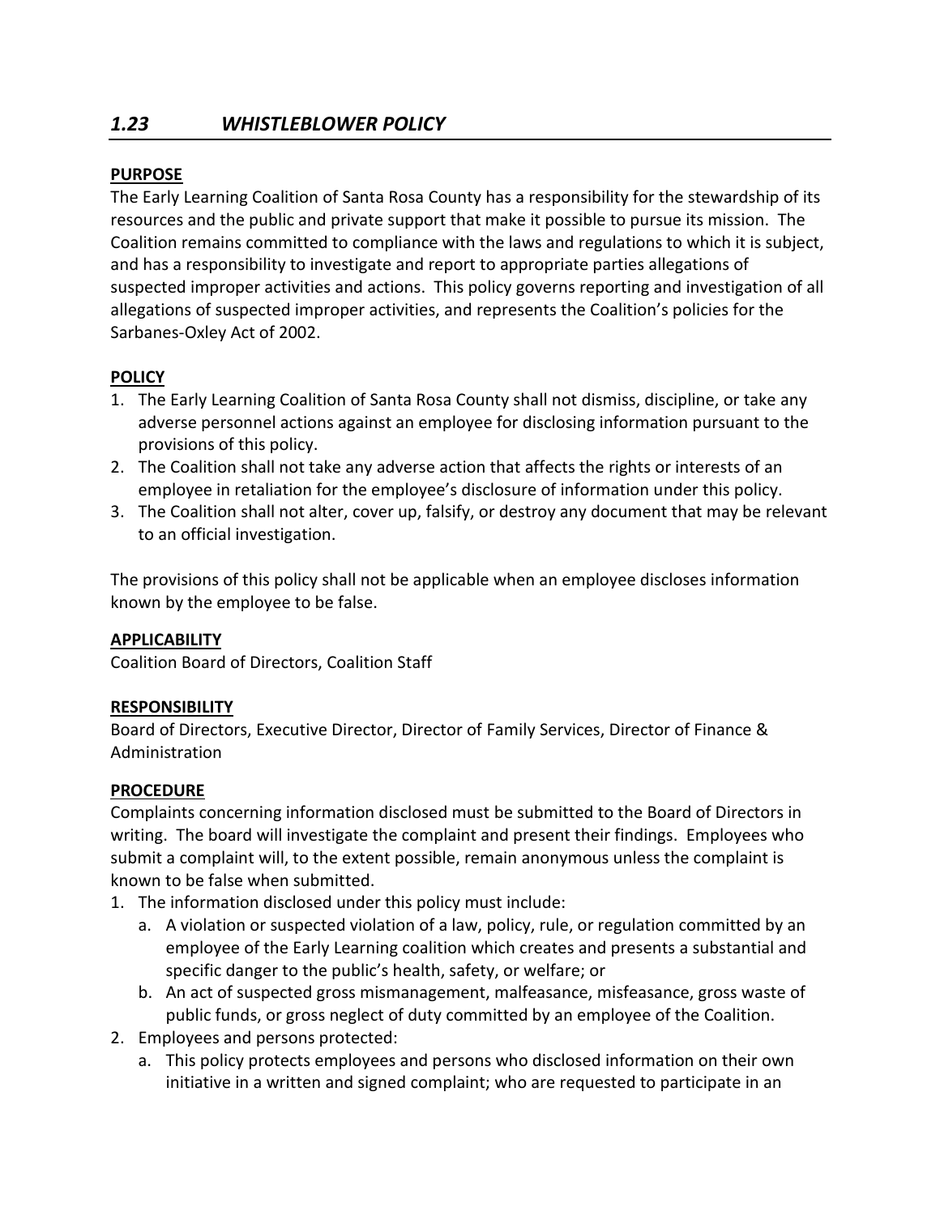## *1.23 WHISTLEBLOWER POLICY*

**PURPOSE**

The Early Learning Coalition of Santa Rosa County has a responsibility for the stewardship of its resources and the public and private support that make it possible to pursue its mission. The Coalition remains committed to compliance with the laws and regulations to which it is subject, and has a responsibility to investigate and report to appropriate parties allegations of suspected improper activities and actions. This policy governs reporting and investigation of all allegations of suspected improper activities, and represents the Coalition's policies for the Sarbanes-Oxley Act of 2002.

**POLICY**

1. The Early Learning Coalition of Santa Rosa County shall not dismiss, discipline, or take any adverse personnel actions against an employee for disclosing information pursuant to the provisions of this policy.
2. The Coalition shall not take any adverse action that affects the rights or interests of an employee in retaliation for the employee's disclosure of information under this policy.
3. The Coalition shall not alter, cover up, falsify, or destroy any document that may be relevant to an official investigation.

The provisions of this policy shall not be applicable when an employee discloses information known by the employee to be false.

**APPLICABILITY**

Coalition Board of Directors, Coalition Staff

**RESPONSIBILITY**

Board of Directors, Executive Director, Director of Family Services, Director of Finance & Administration

**PROCEDURE**

Complaints concerning information disclosed must be submitted to the Board of Directors in writing. The board will investigate the complaint and present their findings. Employees who submit a complaint will, to the extent possible, remain anonymous unless the complaint is known to be false when submitted.

1. The information disclosed under this policy must include:
   a. A violation or suspected violation of a law, policy, rule, or regulation committed by an employee of the Early Learning coalition which creates and presents a substantial and specific danger to the public's health, safety, or welfare; or
   b. An act of suspected gross mismanagement, malfeasance, misfeasance, gross waste of public funds, or gross neglect of duty committed by an employee of the Coalition.
2. Employees and persons protected:
   a. This policy protects employees and persons who disclosed information on their own initiative in a written and signed complaint; who are requested to participate in an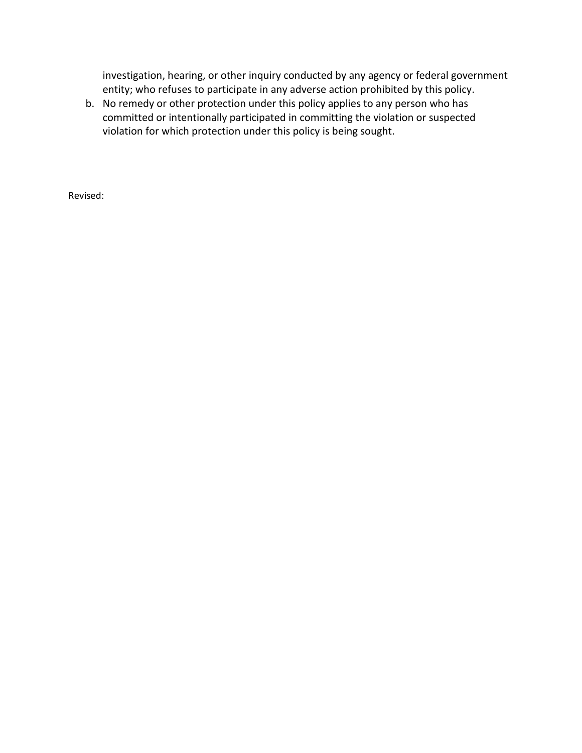investigation, hearing, or other inquiry conducted by any agency or federal government entity; who refuses to participate in any adverse action prohibited by this policy.

b. No remedy or other protection under this policy applies to any person who has committed or intentionally participated in committing the violation or suspected violation for which protection under this policy is being sought.

Revised: